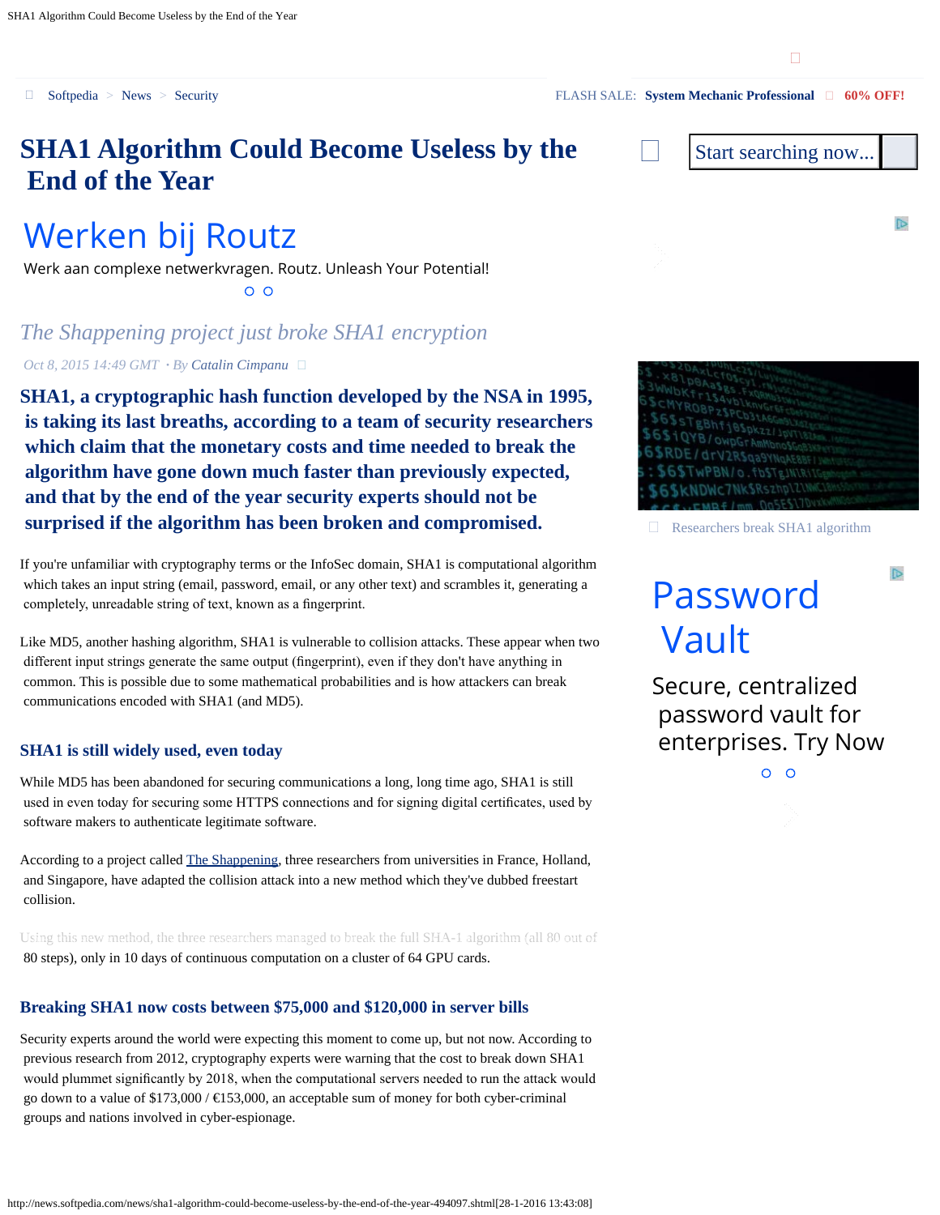# SHA1 Algorithm Could Become Useless by the End of the Year

*The Shappening project just broke SHA1 encryption*

*Oct 8, 2015 14:49 GMT · By Catalin Cimpanu*

**SHA1, a cryptographic hash function developed by the NSA in 1995, is taking its last breaths, according to a team of security researchers which claim that the monetary costs and time needed to break the algorithm have gone down much faster than previously expected, and that by the end of the year security experts should not be surprised if the algorithm has been broken and compromised.**

If you're unfamiliar with cryptography terms or the InfoSec domain, SHA1 is computational algorithm which takes an input string (email, password, email, or any other text) and scrambles it, generating a completely, unreadable string of text, known as a fingerprint.

Like MD5, another hashing algorithm, SHA1 is vulnerable to collision attacks. These appear when two different input strings generate the same output (fingerprint), even if they don't have anything in common. This is possible due to some mathematical probabilities and is how attackers can break communications encoded with SHA1 (and MD5).

Researchers break SHA1 algorithm

## SHA1 is still widely used, even today

While MD5 has been abandoned for securing communications a long, long time ago, SHA1 is still used in even today for securing some HTTPS connections and for signing digital certificates, used by software makers to authenticate legitimate software.

According to a project called The Shappening, three researchers from universities in France, Holland, and Singapore, have adapted the collision attack into a new method which they've dubbed freestart collision.

Using this new method, the three researchers managed to break the full SHA-1 algorithm (all 80 out of 80 steps), only in 10 days of continuous computation on a cluster of 64 GPU cards.

## Breaking SHA1 now costs between $75,000 and $120,000 in server bills

Security experts around the world were expecting this moment to come up, but not now. According to previous research from 2012, cryptography experts were warning that the cost to break down SHA1 would plummet significantly by 2018, when the computational servers needed to run the attack would go down to a value of $173,000 / €153,000, an acceptable sum of money for both cyber-criminal groups and nations involved in cyber-espionage.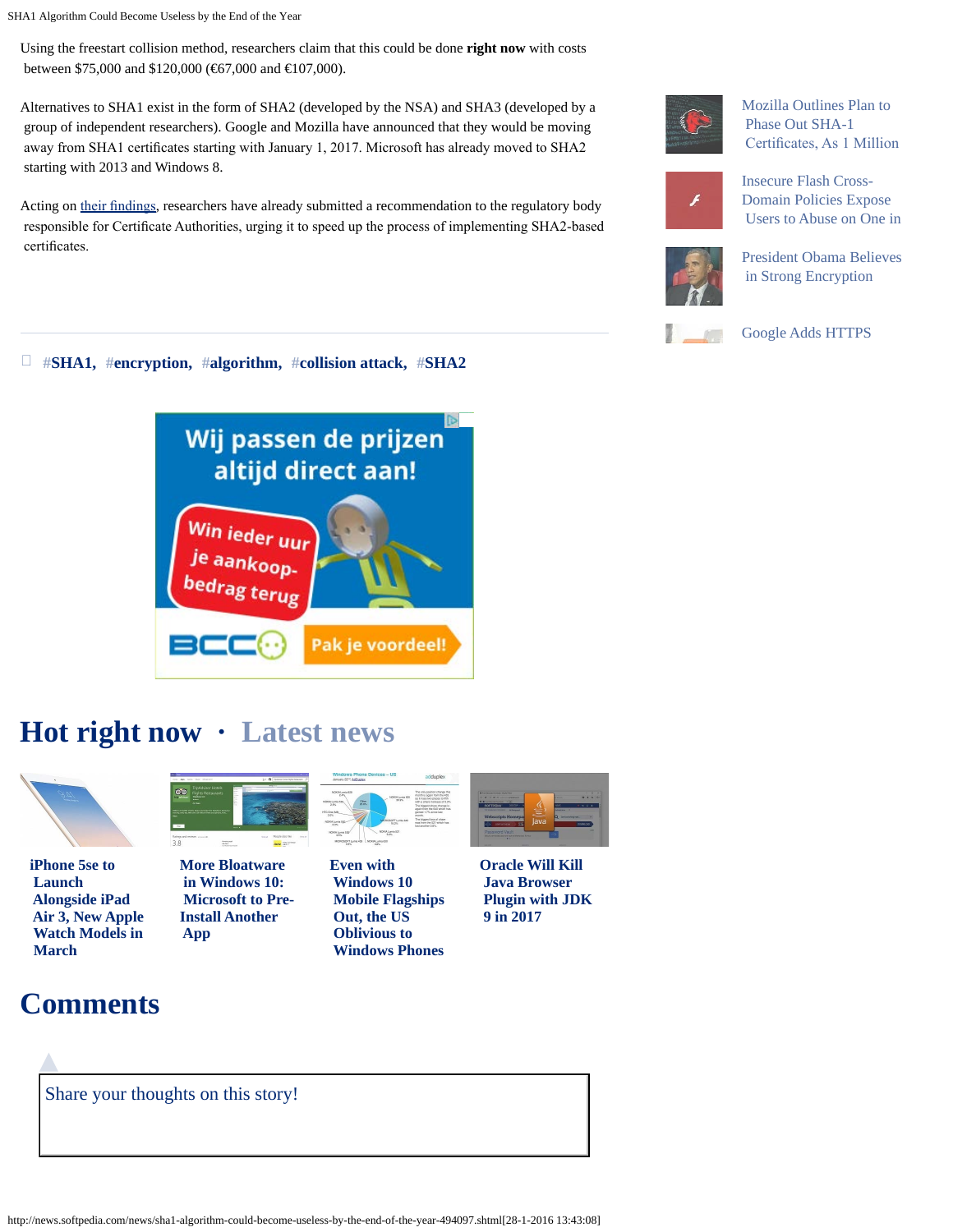Using the freestart collision method, researchers claim that this could be done **right now** with costs between $75,000 and $120,000 (€67,000 and €107,000).

Alternatives to SHA1 exist in the form of SHA2 (developed by the NSA) and SHA3 (developed by a group of independent researchers). Google and Mozilla have announced that they would be moving away from SHA1 certificates starting with January 1, 2017. Microsoft has already moved to SHA2 starting with 2013 and Windows 8.

Acting on their findings, researchers have already submitted a recommendation to the regulatory body responsible for Certificate Authorities, urging it to speed up the process of implementing SHA2-based certificates.

#**SHA1**, #**encryption**, #**algorithm**, #**collision attack**, #**SHA2**

Mozilla Outlines Plan to Phase Out SHA-1 Certificates, As 1 Million

Insecure Flash Cross-Domain Policies Expose Users to Abuse on One in

President Obama Believes in Strong Encryption

Google Adds HTTPS

Wij passen de prijzen altijd direct aan!

Win ieder uur je aankoop-bedrag terug

BCC

Pak je voordeel!

# Hot right now · Latest news

**iPhone 5se to Launch Alongside iPad Air 3, New Apple Watch Models in March**

**More Bloatware in Windows 10: Microsoft to Pre-Install Another App**

**Even with Windows 10 Mobile Flagships Out, the US Oblivious to Windows Phones**

**Oracle Will Kill Java Browser Plugin with JDK 9 in 2017**

# Comments

Share your thoughts on this story!